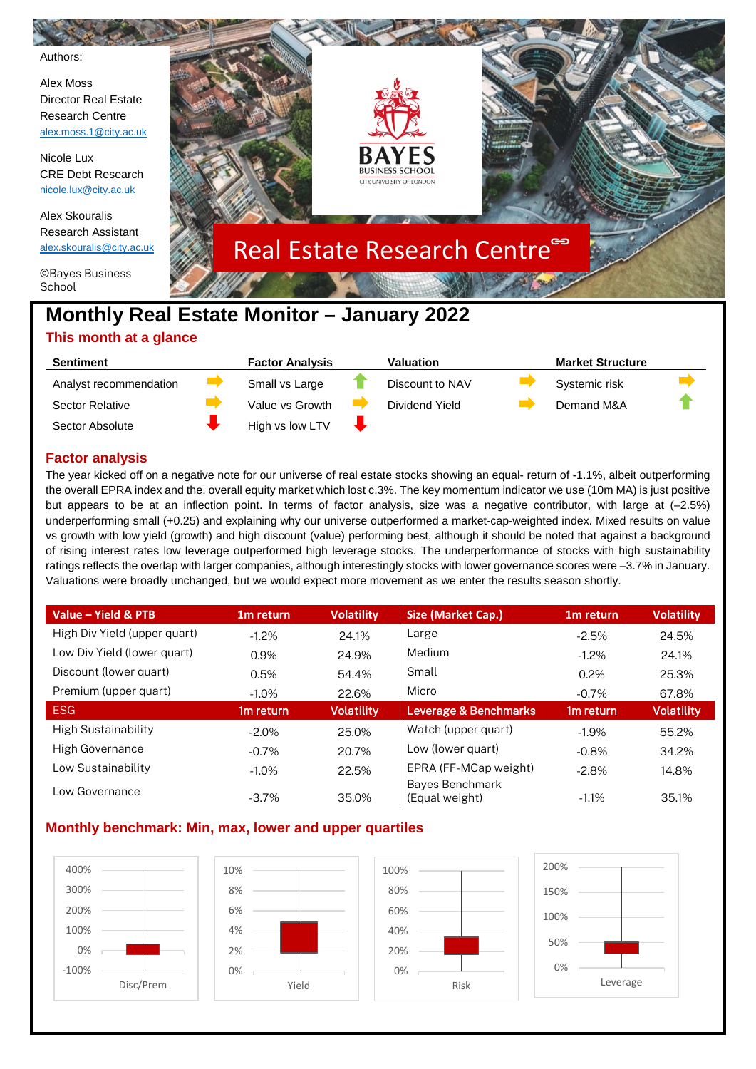Authors:

Alex Moss
Director Real Estate Research Centre
alex.moss.1@city.ac.uk

Nicole Lux
CRE Debt Research
nicole.lux@city.ac.uk

Alex Skouralis
Research Assistant
alex.skouralis@city.ac.uk

©Bayes Business School

BAYES BUSINESS SCHOOL
CITY, UNIVERSITY OF LONDON

Real Estate Research Centre

# Monthly Real Estate Monitor – January 2022

## This month at a glance

| Sentiment | | Factor Analysis | | Valuation | | Market Structure | |
|---|---|---|---|---|---|---|---|
| Analyst recommendation | ➡ | Small vs Large | ⬆ | Discount to NAV | ➡ | Systemic risk | ➡ |
| Sector Relative | ➡ | Value vs Growth | ➡ | Dividend Yield | ➡ | Demand M&A | ⬆ |
| Sector Absolute | ⬇ | High vs low LTV | ⬇ | | | | |

## Factor analysis

The year kicked off on a negative note for our universe of real estate stocks showing an equal- return of -1.1%, albeit outperforming the overall EPRA index and the. overall equity market which lost c.3%. The key momentum indicator we use (10m MA) is just positive but appears to be at an inflection point. In terms of factor analysis, size was a negative contributor, with large at (–2.5%) underperforming small (+0.25) and explaining why our universe outperformed a market-cap-weighted index. Mixed results on value vs growth with low yield (growth) and high discount (value) performing best, although it should be noted that against a background of rising interest rates low leverage outperformed high leverage stocks. The underperformance of stocks with high sustainability ratings reflects the overlap with larger companies, although interestingly stocks with lower governance scores were –3.7% in January. Valuations were broadly unchanged, but we would expect more movement as we enter the results season shortly.

| Value – Yield & PTB | 1m return | Volatility | Size (Market Cap.) | 1m return | Volatility |
|---|---|---|---|---|---|
| High Div Yield (upper quart) | -1.2% | 24.1% | Large | -2.5% | 24.5% |
| Low Div Yield (lower quart) | 0.9% | 24.9% | Medium | -1.2% | 24.1% |
| Discount (lower quart) | 0.5% | 54.4% | Small | 0.2% | 25.3% |
| Premium (upper quart) | -1.0% | 22.6% | Micro | -0.7% | 67.8% |
| **ESG** | **1m return** | **Volatility** | **Leverage & Benchmarks** | **1m return** | **Volatility** |
| High Sustainability | -2.0% | 25.0% | Watch (upper quart) | -1.9% | 55.2% |
| High Governance | -0.7% | 20.7% | Low (lower quart) | -0.8% | 34.2% |
| Low Sustainability | -1.0% | 22.5% | EPRA (FF-MCap weight) | -2.8% | 14.8% |
| Low Governance | -3.7% | 35.0% | Bayes Benchmark (Equal weight) | -1.1% | 35.1% |

## Monthly benchmark: Min, max, lower and upper quartiles

Disc/Prem | Yield | Risk | Leverage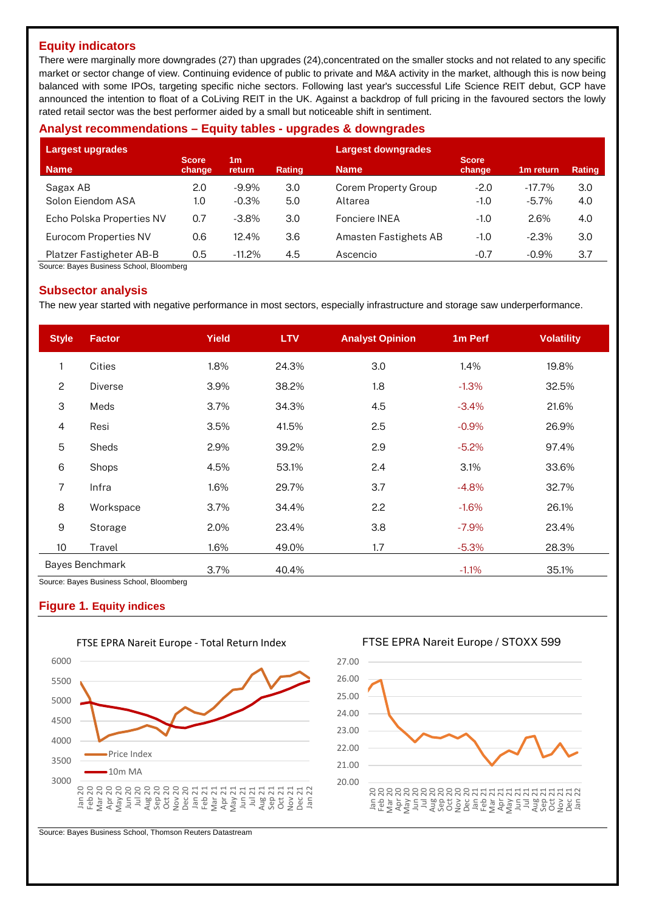## Equity indicators

There were marginally more downgrades (27) than upgrades (24),concentrated on the smaller stocks and not related to any specific market or sector change of view. Continuing evidence of public to private and M&A activity in the market, although this is now being balanced with some IPOs, targeting specific niche sectors. Following last year's successful Life Science REIT debut, GCP have announced the intention to float of a CoLiving REIT in the UK. Against a backdrop of full pricing in the favoured sectors the lowly rated retail sector was the best performer aided by a small but noticeable shift in sentiment.

## Analyst recommendations – Equity tables - upgrades & downgrades

| Largest upgrades | | | | Largest downgrades | | | |
|---|---|---|---|---|---|---|---|
| Name | Score change | 1m return | Rating | Name | Score change | 1m return | Rating |
| Sagax AB | 2.0 | -9.9% | 3.0 | Corem Property Group | -2.0 | -17.7% | 3.0 |
| Solon Eiendom ASA | 1.0 | -0.3% | 5.0 | Altarea | -1.0 | -5.7% | 4.0 |
| Echo Polska Properties NV | 0.7 | -3.8% | 3.0 | Fonciere INEA | -1.0 | 2.6% | 4.0 |
| Eurocom Properties NV | 0.6 | 12.4% | 3.6 | Amasten Fastighets AB | -1.0 | -2.3% | 3.0 |
| Platzer Fastigheter AB-B | 0.5 | -11.2% | 4.5 | Ascencio | -0.7 | -0.9% | 3.7 |

Source: Bayes Business School, Bloomberg

## Subsector analysis

The new year started with negative performance in most sectors, especially infrastructure and storage saw underperformance.

| Style | Factor | Yield | LTV | Analyst Opinion | 1m Perf | Volatility |
|---|---|---|---|---|---|---|
| 1 | Cities | 1.8% | 24.3% | 3.0 | 1.4% | 19.8% |
| 2 | Diverse | 3.9% | 38.2% | 1.8 | -1.3% | 32.5% |
| 3 | Meds | 3.7% | 34.3% | 4.5 | -3.4% | 21.6% |
| 4 | Resi | 3.5% | 41.5% | 2.5 | -0.9% | 26.9% |
| 5 | Sheds | 2.9% | 39.2% | 2.9 | -5.2% | 97.4% |
| 6 | Shops | 4.5% | 53.1% | 2.4 | 3.1% | 33.6% |
| 7 | Infra | 1.6% | 29.7% | 3.7 | -4.8% | 32.7% |
| 8 | Workspace | 3.7% | 34.4% | 2.2 | -1.6% | 26.1% |
| 9 | Storage | 2.0% | 23.4% | 3.8 | -7.9% | 23.4% |
| 10 | Travel | 1.6% | 49.0% | 1.7 | -5.3% | 28.3% |
| Bayes Benchmark | | 3.7% | 40.4% | | -1.1% | 35.1% |

Source: Bayes Business School, Bloomberg

## Figure 1. Equity indices

Source: Bayes Business School, Thomson Reuters Datastream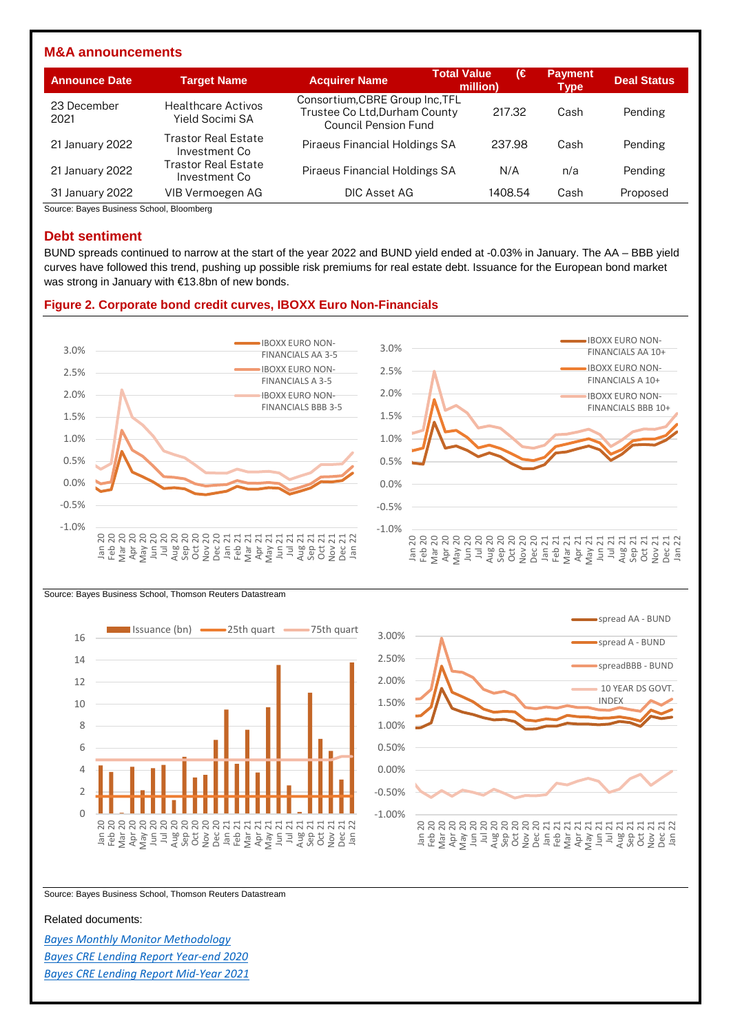## M&A announcements

| Announce Date | Target Name | Acquirer Name | Total Value (€ million) | Payment Type | Deal Status |
|---|---|---|---|---|---|
| 23 December 2021 | Healthcare Activos Yield Socimi SA | Consortium,CBRE Group Inc,TFL Trustee Co Ltd,Durham County Council Pension Fund | 217.32 | Cash | Pending |
| 21 January 2022 | Trastor Real Estate Investment Co | Piraeus Financial Holdings SA | 237.98 | Cash | Pending |
| 21 January 2022 | Trastor Real Estate Investment Co | Piraeus Financial Holdings SA | N/A | n/a | Pending |
| 31 January 2022 | VIB Vermoegen AG | DIC Asset AG | 1408.54 | Cash | Proposed |

Source: Bayes Business School, Bloomberg

## Debt sentiment

BUND spreads continued to narrow at the start of the year 2022 and BUND yield ended at -0.03% in January. The AA – BBB yield curves have followed this trend, pushing up possible risk premiums for real estate debt. Issuance for the European bond market was strong in January with €13.8bn of new bonds.

### Figure 2. Corporate bond credit curves, IBOXX Euro Non-Financials

Source: Bayes Business School, Thomson Reuters Datastream

Source: Bayes Business School, Thomson Reuters Datastream

Related documents:

*Bayes Monthly Monitor Methodology*

*Bayes CRE Lending Report Year-end 2020*

*Bayes CRE Lending Report Mid-Year 2021*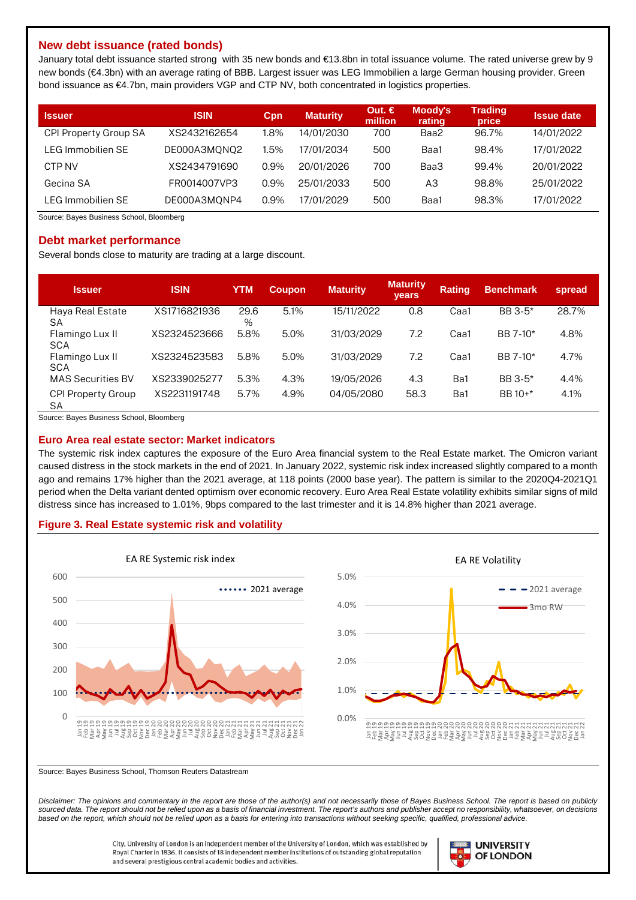## New debt issuance (rated bonds)

January total debt issuance started strong with 35 new bonds and €13.8bn in total issuance volume. The rated universe grew by 9 new bonds (€4.3bn) with an average rating of BBB. Largest issuer was LEG Immobilien a large German housing provider. Green bond issuance as €4.7bn, main providers VGP and CTP NV, both concentrated in logistics properties.

| Issuer | ISIN | Cpn | Maturity | Out. € million | Moody's rating | Trading price | Issue date |
|---|---|---|---|---|---|---|---|
| CPI Property Group SA | XS2432162654 | 1.8% | 14/01/2030 | 700 | Baa2 | 96.7% | 14/01/2022 |
| LEG Immobilien SE | DE000A3MQNQ2 | 1.5% | 17/01/2034 | 500 | Baa1 | 98.4% | 17/01/2022 |
| CTP NV | XS2434791690 | 0.9% | 20/01/2026 | 700 | Baa3 | 99.4% | 20/01/2022 |
| Gecina SA | FR0014007VP3 | 0.9% | 25/01/2033 | 500 | A3 | 98.8% | 25/01/2022 |
| LEG Immobilien SE | DE000A3MQNP4 | 0.9% | 17/01/2029 | 500 | Baa1 | 98.3% | 17/01/2022 |

Source: Bayes Business School, Bloomberg

## Debt market performance

Several bonds close to maturity are trading at a large discount.

| Issuer | ISIN | YTM | Coupon | Maturity | Maturity years | Rating | Benchmark | spread |
|---|---|---|---|---|---|---|---|---|
| Haya Real Estate SA | XS1716821936 | 29.6 % | 5.1% | 15/11/2022 | 0.8 | Caa1 | BB 3-5* | 28.7% |
| Flamingo Lux II SCA | XS2324523666 | 5.8% | 5.0% | 31/03/2029 | 7.2 | Caa1 | BB 7-10* | 4.8% |
| Flamingo Lux II SCA | XS2324523583 | 5.8% | 5.0% | 31/03/2029 | 7.2 | Caa1 | BB 7-10* | 4.7% |
| MAS Securities BV | XS2339025277 | 5.3% | 4.3% | 19/05/2026 | 4.3 | Ba1 | BB 3-5* | 4.4% |
| CPI Property Group SA | XS2231191748 | 5.7% | 4.9% | 04/05/2080 | 58.3 | Ba1 | BB 10+* | 4.1% |

Source: Bayes Business School, Bloomberg

## Euro Area real estate sector: Market indicators

The systemic risk index captures the exposure of the Euro Area financial system to the Real Estate market. The Omicron variant caused distress in the stock markets in the end of 2021. In January 2022, systemic risk index increased slightly compared to a month ago and remains 17% higher than the 2021 average, at 118 points (2000 base year). The pattern is similar to the 2020Q4-2021Q1 period when the Delta variant dented optimism over economic recovery. Euro Area Real Estate volatility exhibits similar signs of mild distress since has increased to 1.01%, 9bps compared to the last trimester and it is 14.8% higher than 2021 average.

### Figure 3. Real Estate systemic risk and volatility

EA RE Systemic risk index

600
500
400
300
200
100
0

2021 average

Jan 19, Feb 19, Mar 19, Apr 19, May 19, Jun 19, Jul 19, Aug 19, Sep 19, Oct 19, Nov 19, Dec 19, Jan 20, Feb 20, Mar 20, Apr 20, May 20, Jun 20, Jul 20, Aug 20, Sep 20, Oct 20, Nov 20, Dec 20, Jan 21, Feb 21, Mar 21, Apr 21, May 21, Jun 21, Jul 21, Aug 21, Sep 21, Oct 21, Nov 21, Dec 21, Jan 22

EA RE Volatility

5.0%
4.0%
3.0%
2.0%
1.0%
0.0%

2021 average
3mo RW

Jan 19, Feb 19, Mar 19, Apr 19, May 19, Jun 19, Jul 19, Aug 19, Sep 19, Oct 19, Nov 19, Dec 19, Jan 20, Feb 20, Mar 20, Apr 20, May 20, Jun 20, Jul 20, Aug 20, Sep 20, Oct 20, Nov 20, Dec 20, Jan 21, Feb 21, Mar 21, Apr 21, May 21, Jun 21, Jul 21, Aug 21, Sep 21, Oct 21, Nov 21, Dec 21, Jan 22

Source: Bayes Business School, Thomson Reuters Datastream

*Disclaimer: The opinions and commentary in the report are those of the author(s) and not necessarily those of Bayes Business School. The report is based on publicly sourced data. The report should not be relied upon as a basis of financial investment. The report's authors and publisher accept no responsibility, whatsoever, on decisions based on the report, which should not be relied upon as a basis for entering into transactions without seeking specific, qualified, professional advice.*

City, University of London is an independent member of the University of London, which was established by Royal Charter in 1836. It consists of 18 independent member institutions of outstanding global reputation and several prestigious central academic bodies and activities.

UNIVERSITY OF LONDON